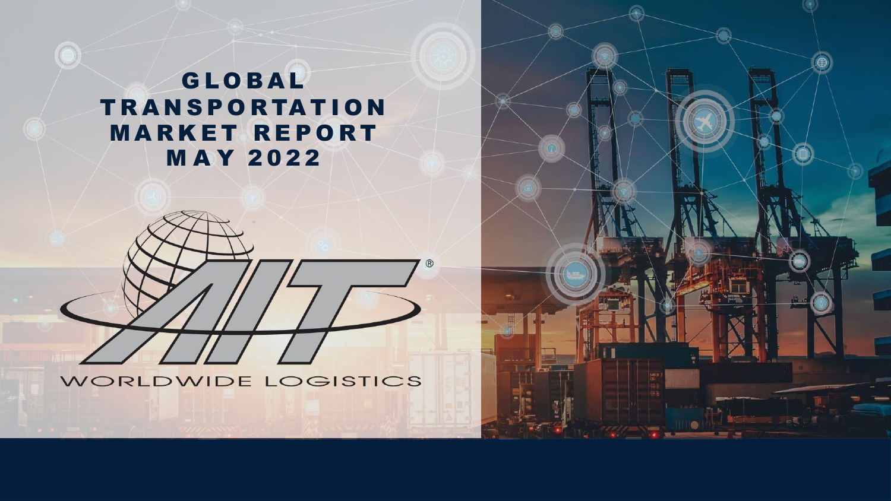# GLOBAL TRANSPORTATION MARKET REPORT MAY 2022

AIT®

WORLDWIDE LOGISTICS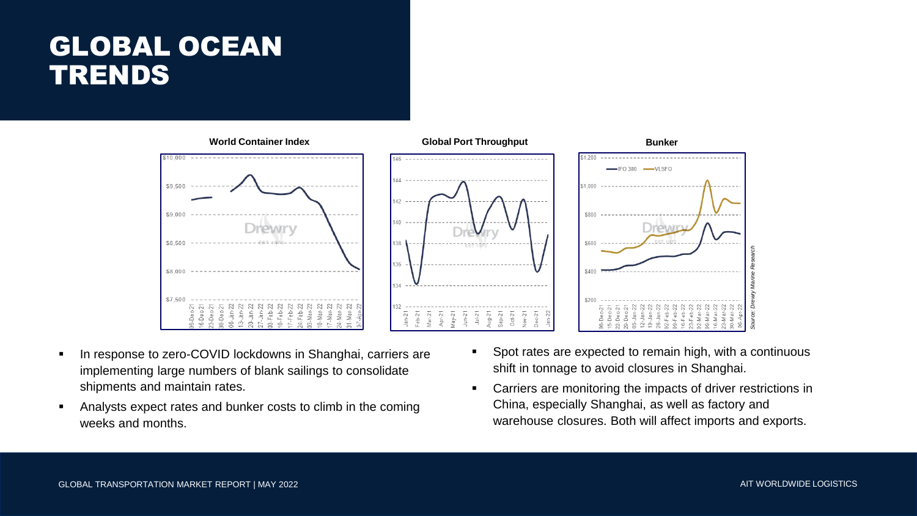# GLOBAL OCEAN TRENDS

**World Container Index**

**Global Port Throughput**

**Bunker**

Source: Drewry Marine Research

- In response to zero-COVID lockdowns in Shanghai, carriers are implementing large numbers of blank sailings to consolidate shipments and maintain rates.
- Analysts expect rates and bunker costs to climb in the coming weeks and months.
- Spot rates are expected to remain high, with a continuous shift in tonnage to avoid closures in Shanghai.
- Carriers are monitoring the impacts of driver restrictions in China, especially Shanghai, as well as factory and warehouse closures. Both will affect imports and exports.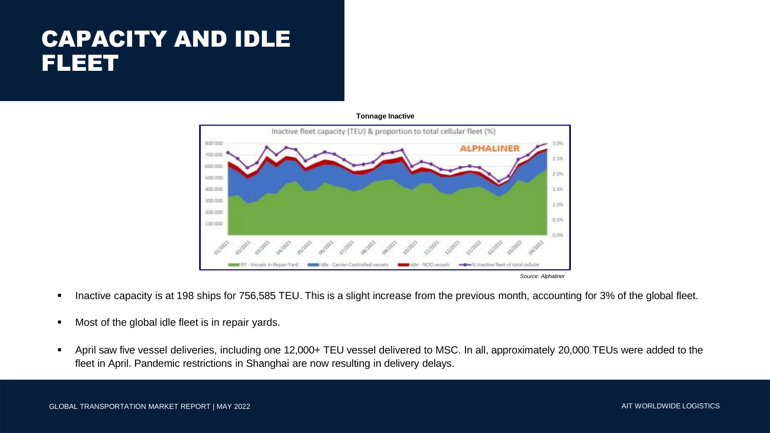# CAPACITY AND IDLE FLEET

**Tonnage Inactive**

*Source: Alphaliner*

- Inactive capacity is at 198 ships for 756,585 TEU. This is a slight increase from the previous month, accounting for 3% of the global fleet.
- Most of the global idle fleet is in repair yards.
- April saw five vessel deliveries, including one 12,000+ TEU vessel delivered to MSC. In all, approximately 20,000 TEUs were added to the fleet in April. Pandemic restrictions in Shanghai are now resulting in delivery delays.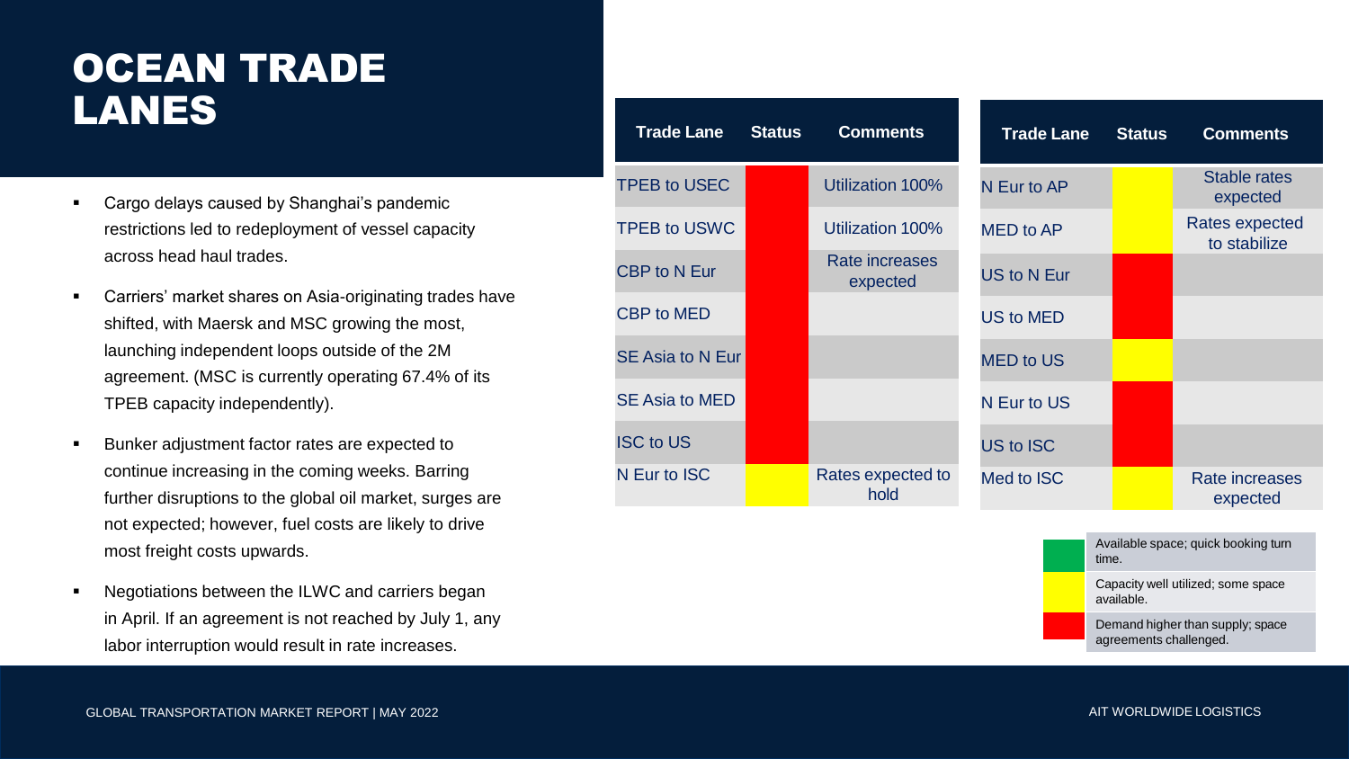# OCEAN TRADE LANES

- Cargo delays caused by Shanghai's pandemic restrictions led to redeployment of vessel capacity across head haul trades.
- Carriers' market shares on Asia-originating trades have shifted, with Maersk and MSC growing the most, launching independent loops outside of the 2M agreement. (MSC is currently operating 67.4% of its TPEB capacity independently).
- Bunker adjustment factor rates are expected to continue increasing in the coming weeks. Barring further disruptions to the global oil market, surges are not expected; however, fuel costs are likely to drive most freight costs upwards.
- Negotiations between the ILWC and carriers began in April. If an agreement is not reached by July 1, any labor interruption would result in rate increases.

| Trade Lane | Status | Comments |
|---|---|---|
| TPEB to USEC | Red | Utilization 100% |
| TPEB to USWC | Red | Utilization 100% |
| CBP to N Eur | Red | Rate increases expected |
| CBP to MED | Red | |
| SE Asia to N Eur | Red | |
| SE Asia to MED | Red | |
| ISC to US | Red | |
| N Eur to ISC | Yellow | Rates expected to hold |

| Trade Lane | Status | Comments |
|---|---|---|
| N Eur to AP | Yellow | Stable rates expected |
| MED to AP | Yellow | Rates expected to stabilize |
| US to N Eur | Red | |
| US to MED | Red | |
| MED to US | Yellow | |
| N Eur to US | Red | |
| US to ISC | Red | |
| Med to ISC | Yellow | Rate increases expected |

| Status | Description |
|---|---|
| Green | Available space; quick booking turn time. |
| Yellow | Capacity well utilized; some space available. |
| Red | Demand higher than supply; space agreements challenged. |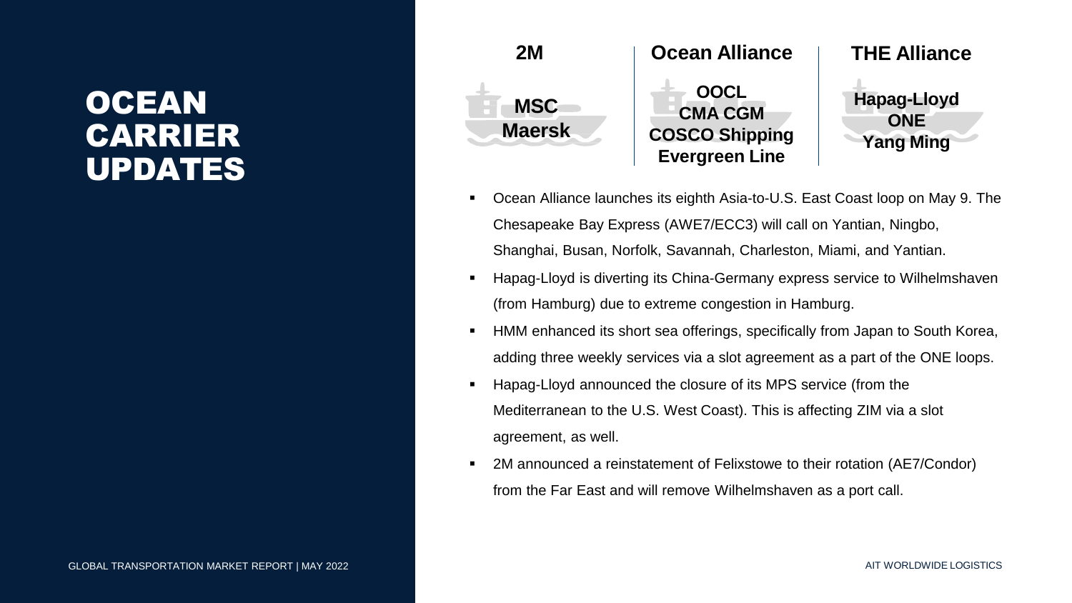# OCEAN CARRIER UPDATES

| 2M | Ocean Alliance | THE Alliance |
| --- | --- | --- |
| MSC<br>Maersk | OOCL<br>CMA CGM<br>COSCO Shipping<br>Evergreen Line | Hapag-Lloyd<br>ONE<br>Yang Ming |

- Ocean Alliance launches its eighth Asia-to-U.S. East Coast loop on May 9. The Chesapeake Bay Express (AWE7/ECC3) will call on Yantian, Ningbo, Shanghai, Busan, Norfolk, Savannah, Charleston, Miami, and Yantian.
- Hapag-Lloyd is diverting its China-Germany express service to Wilhelmshaven (from Hamburg) due to extreme congestion in Hamburg.
- HMM enhanced its short sea offerings, specifically from Japan to South Korea, adding three weekly services via a slot agreement as a part of the ONE loops.
- Hapag-Lloyd announced the closure of its MPS service (from the Mediterranean to the U.S. West Coast). This is affecting ZIM via a slot agreement, as well.
- 2M announced a reinstatement of Felixstowe to their rotation (AE7/Condor) from the Far East and will remove Wilhelmshaven as a port call.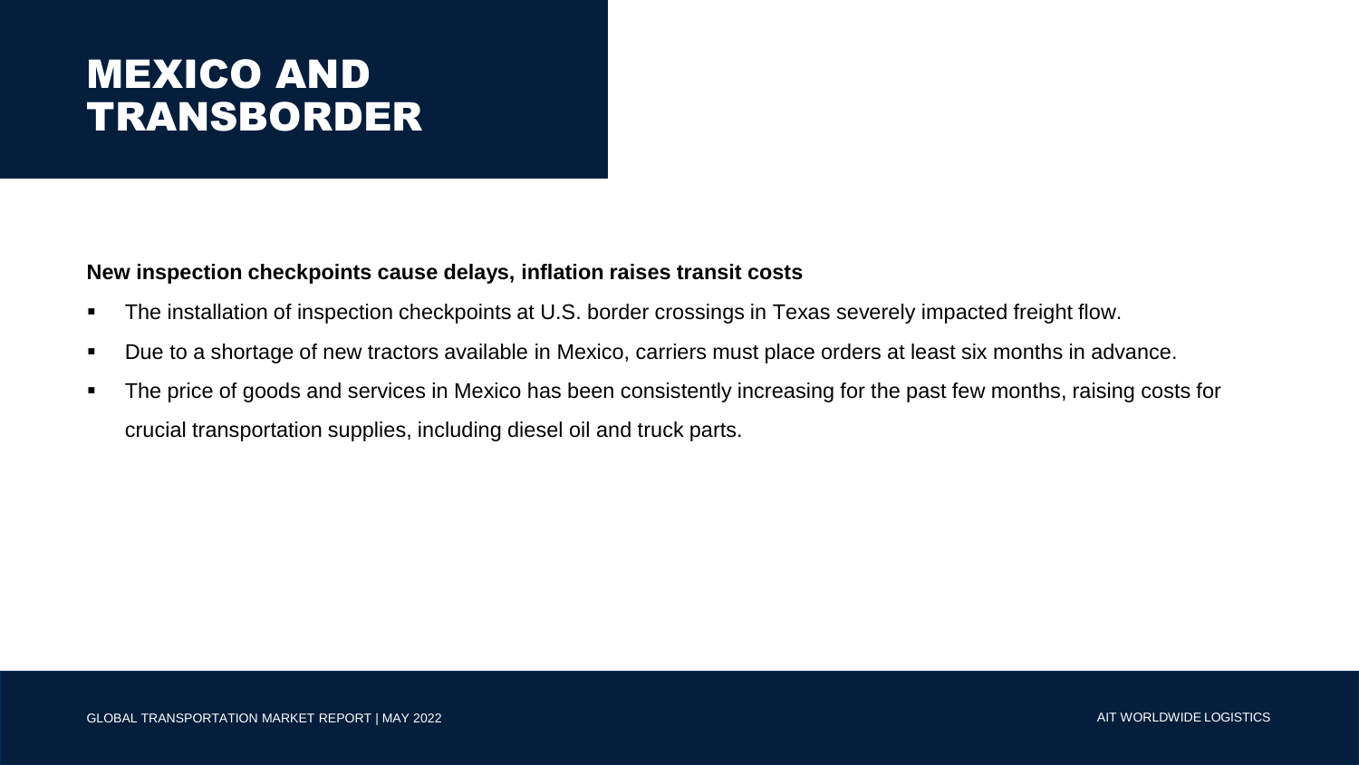# MEXICO AND TRANSBORDER

**New inspection checkpoints cause delays, inflation raises transit costs**

- The installation of inspection checkpoints at U.S. border crossings in Texas severely impacted freight flow.
- Due to a shortage of new tractors available in Mexico, carriers must place orders at least six months in advance.
- The price of goods and services in Mexico has been consistently increasing for the past few months, raising costs for crucial transportation supplies, including diesel oil and truck parts.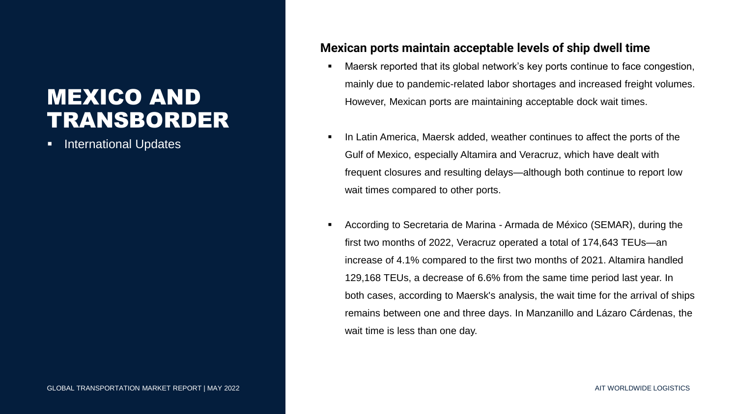# MEXICO AND TRANSBORDER

- International Updates

## Mexican ports maintain acceptable levels of ship dwell time

- Maersk reported that its global network's key ports continue to face congestion, mainly due to pandemic-related labor shortages and increased freight volumes. However, Mexican ports are maintaining acceptable dock wait times.
- In Latin America, Maersk added, weather continues to affect the ports of the Gulf of Mexico, especially Altamira and Veracruz, which have dealt with frequent closures and resulting delays—although both continue to report low wait times compared to other ports.
- According to Secretaria de Marina - Armada de México (SEMAR), during the first two months of 2022, Veracruz operated a total of 174,643 TEUs—an increase of 4.1% compared to the first two months of 2021. Altamira handled 129,168 TEUs, a decrease of 6.6% from the same time period last year. In both cases, according to Maersk's analysis, the wait time for the arrival of ships remains between one and three days. In Manzanillo and Lázaro Cárdenas, the wait time is less than one day.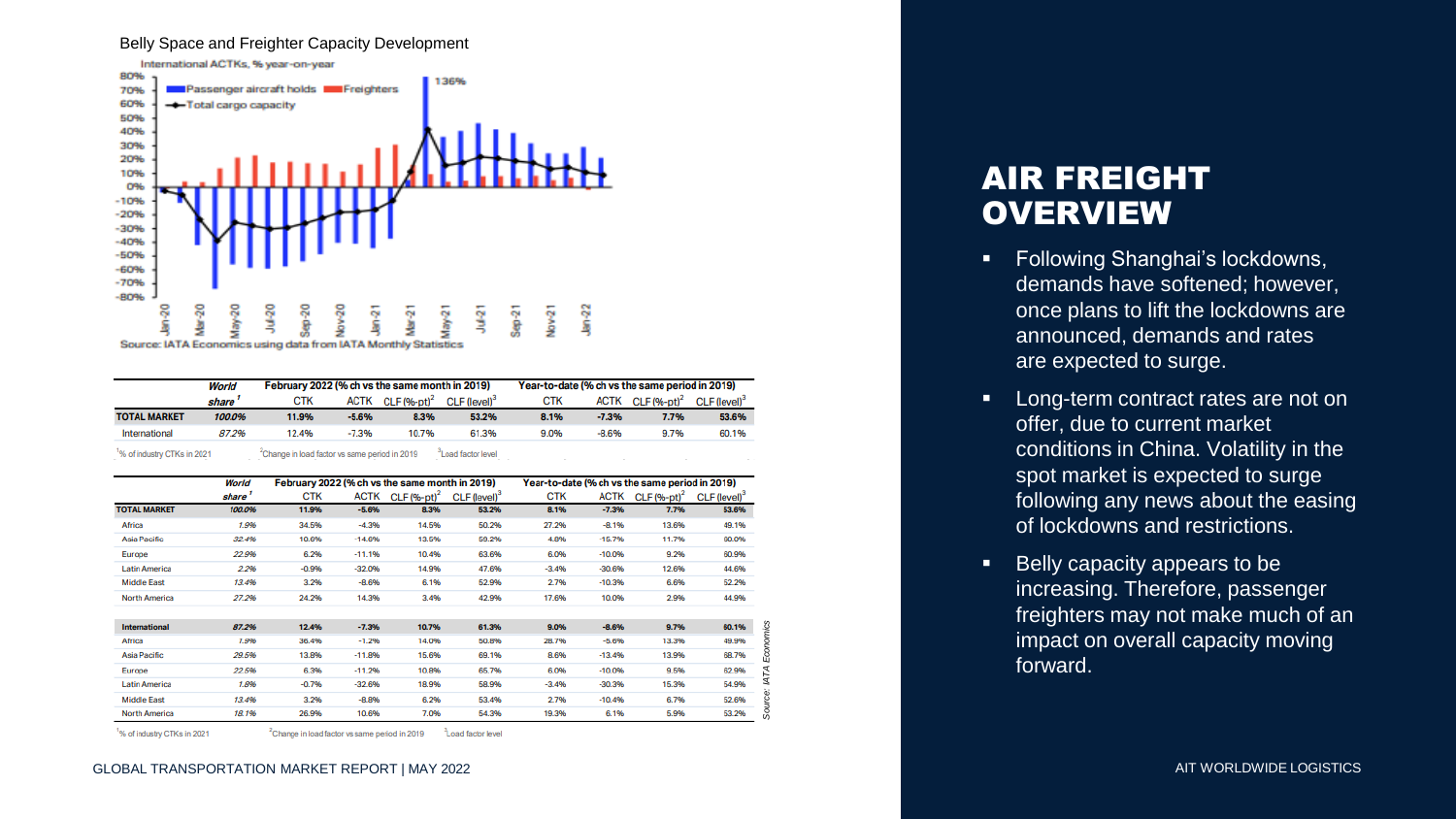# AIR FREIGHT OVERVIEW

- Following Shanghai's lockdowns, demands have softened; however, once plans to lift the lockdowns are announced, demands and rates are expected to surge.
- Long-term contract rates are not on offer, due to current market conditions in China. Volatility in the spot market is expected to surge following any news about the easing of lockdowns and restrictions.
- Belly capacity appears to be increasing. Therefore, passenger freighters may not make much of an impact on overall capacity moving forward.

Belly Space and Freighter Capacity Development

International ACTKs, % year-on-year

Passenger aircraft holds | Freighters | Total cargo capacity

136%

Source: IATA Economics using data from IATA Monthly Statistics

| | World share[1] | February 2022 (% ch vs the same month in 2019) | | | | Year-to-date (% ch vs the same period in 2019) | | | |
|---|---|---|---|---|---|---|---|---|---|
| | | CTK | ACTK | CLF (%-pt)[2] | CLF (level)[3] | CTK | ACTK | CLF (%-pt)[2] | CLF (level)[3] |
| **TOTAL MARKET** | **100.0%** | **11.9%** | **-5.6%** | **8.3%** | **53.2%** | **8.1%** | **-7.3%** | **7.7%** | **53.6%** |
| International | 87.2% | 12.4% | -7.3% | 10.7% | 61.3% | 9.0% | -8.6% | 9.7% | 60.1% |

[1]% of industry CTKs in 2021 [2]Change in load factor vs same period in 2019 [3]Load factor level

| | World share[1] | February 2022 (% ch vs the same month in 2019) | | | | Year-to-date (% ch vs the same period in 2019) | | | |
|---|---|---|---|---|---|---|---|---|---|
| | | CTK | ACTK | CLF (%-pt)[2] | CLF (level)[3] | CTK | ACTK | CLF (%-pt)[2] | CLF (level)[3] |
| **TOTAL MARKET** | **100.0%** | **11.9%** | **-5.6%** | **8.3%** | **53.2%** | **8.1%** | **-7.3%** | **7.7%** | **53.6%** |
| Africa | 1.9% | 34.5% | -4.3% | 14.5% | 50.2% | 27.2% | -8.1% | 13.6% | 49.1% |
| Asia Pacific | 32.4% | 10.6% | -14.6% | 13.5% | 59.2% | 4.8% | -15.7% | 11.7% | 60.0% |
| Europe | 22.9% | 6.2% | -11.1% | 10.4% | 63.6% | 6.0% | -10.0% | 9.2% | 60.9% |
| Latin America | 2.2% | -0.9% | -32.0% | 14.9% | 47.6% | -3.4% | -30.6% | 12.6% | 44.6% |
| Middle East | 13.4% | 3.2% | -8.6% | 6.1% | 52.9% | 2.7% | -10.3% | 6.6% | 52.2% |
| North America | 27.2% | 24.2% | 14.3% | 3.4% | 42.9% | 17.6% | 10.0% | 2.9% | 44.9% |
| **International** | **87.2%** | **12.4%** | **-7.3%** | **10.7%** | **61.3%** | **9.0%** | **-8.6%** | **9.7%** | **60.1%** |
| Africa | 1.9% | 36.4% | -1.2% | 14.0% | 50.8% | 28.7% | -5.6% | 13.3% | 49.9% |
| Asia Pacific | 29.5% | 13.8% | -11.8% | 15.6% | 69.1% | 8.6% | -13.4% | 13.9% | 68.7% |
| Europe | 22.5% | 6.3% | -11.2% | 10.8% | 65.7% | 6.0% | -10.0% | 9.5% | 62.9% |
| Latin America | 1.8% | -0.7% | -32.6% | 18.9% | 58.9% | -3.4% | -30.3% | 15.3% | 54.9% |
| Middle East | 13.4% | 3.2% | -8.8% | 6.2% | 53.4% | 2.7% | -10.4% | 6.7% | 52.6% |
| North America | 18.1% | 26.9% | 10.6% | 7.0% | 54.3% | 19.3% | 6.1% | 5.9% | 53.2% |

[1]% of industry CTKs in 2021 [2]Change in load factor vs same period in 2019 [3]Load factor level

Source: IATA Economics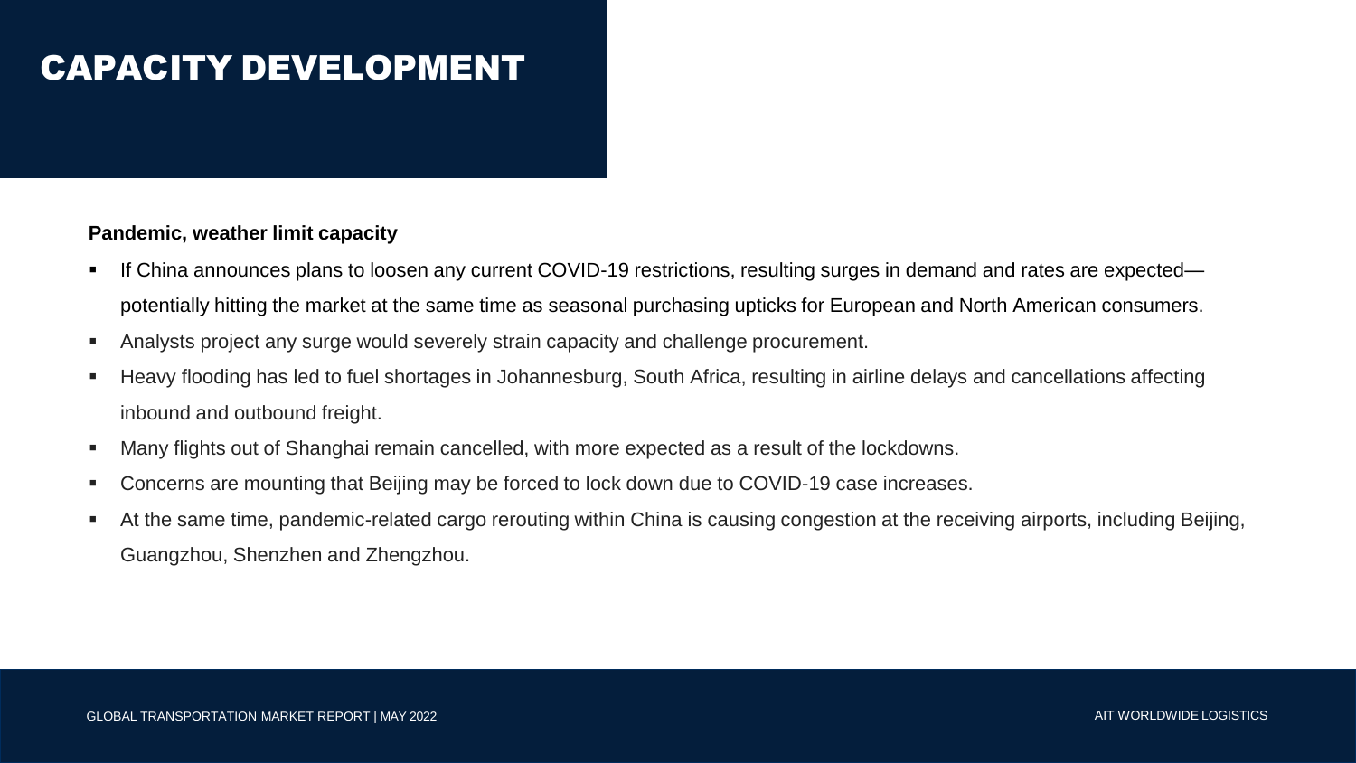# CAPACITY DEVELOPMENT

**Pandemic, weather limit capacity**

- If China announces plans to loosen any current COVID-19 restrictions, resulting surges in demand and rates are expected—potentially hitting the market at the same time as seasonal purchasing upticks for European and North American consumers.
- Analysts project any surge would severely strain capacity and challenge procurement.
- Heavy flooding has led to fuel shortages in Johannesburg, South Africa, resulting in airline delays and cancellations affecting inbound and outbound freight.
- Many flights out of Shanghai remain cancelled, with more expected as a result of the lockdowns.
- Concerns are mounting that Beijing may be forced to lock down due to COVID-19 case increases.
- At the same time, pandemic-related cargo rerouting within China is causing congestion at the receiving airports, including Beijing, Guangzhou, Shenzhen and Zhengzhou.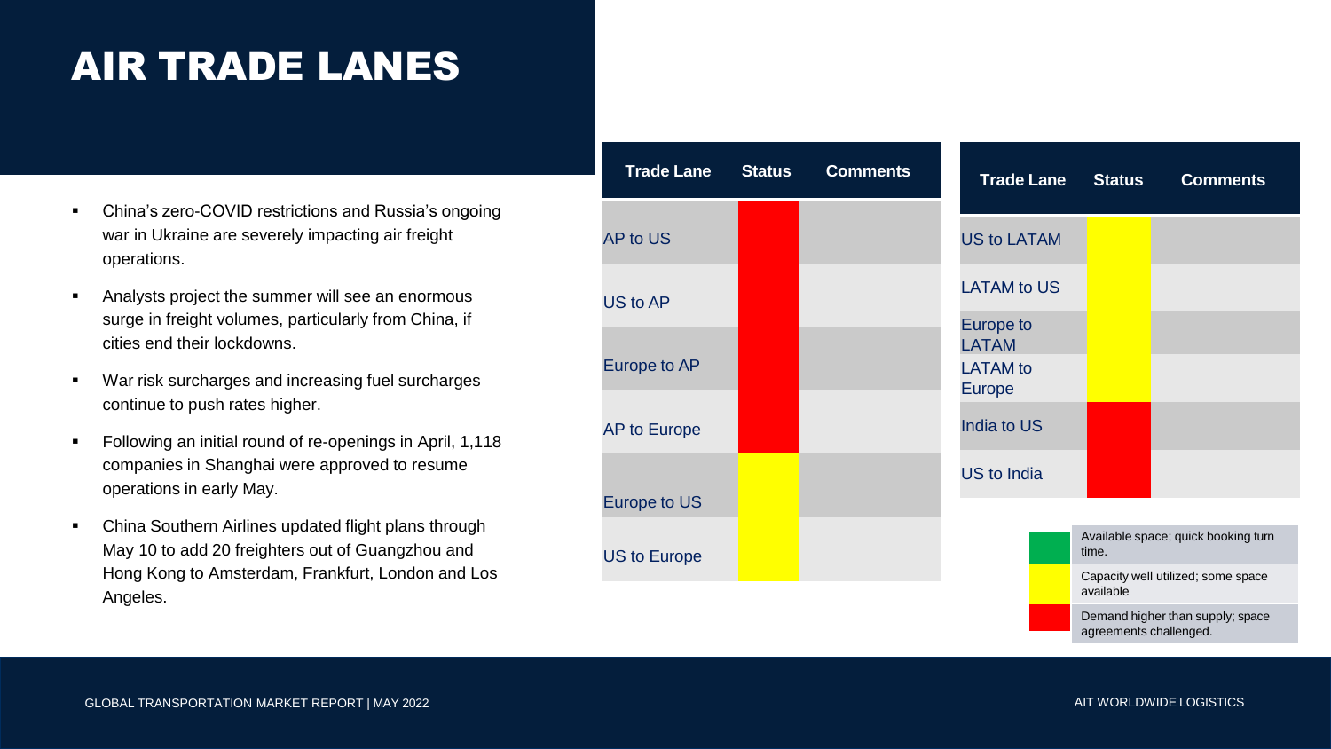# AIR TRADE LANES

- China's zero-COVID restrictions and Russia's ongoing war in Ukraine are severely impacting air freight operations.
- Analysts project the summer will see an enormous surge in freight volumes, particularly from China, if cities end their lockdowns.
- War risk surcharges and increasing fuel surcharges continue to push rates higher.
- Following an initial round of re-openings in April, 1,118 companies in Shanghai were approved to resume operations in early May.
- China Southern Airlines updated flight plans through May 10 to add 20 freighters out of Guangzhou and Hong Kong to Amsterdam, Frankfurt, London and Los Angeles.

| Trade Lane | Status | Comments |
|---|---|---|
| AP to US | Red | |
| US to AP | Red | |
| Europe to AP | Red | |
| AP to Europe | Red | |
| Europe to US | Yellow | |
| US to Europe | Yellow | |

| Trade Lane | Status | Comments |
|---|---|---|
| US to LATAM | Yellow | |
| LATAM to US | Yellow | |
| Europe to LATAM | Yellow | |
| LATAM to Europe | Yellow | |
| India to US | Red | |
| US to India | Red | |

| Color | Meaning |
|---|---|
| Green | Available space; quick booking turn time. |
| Yellow | Capacity well utilized; some space available |
| Red | Demand higher than supply; space agreements challenged. |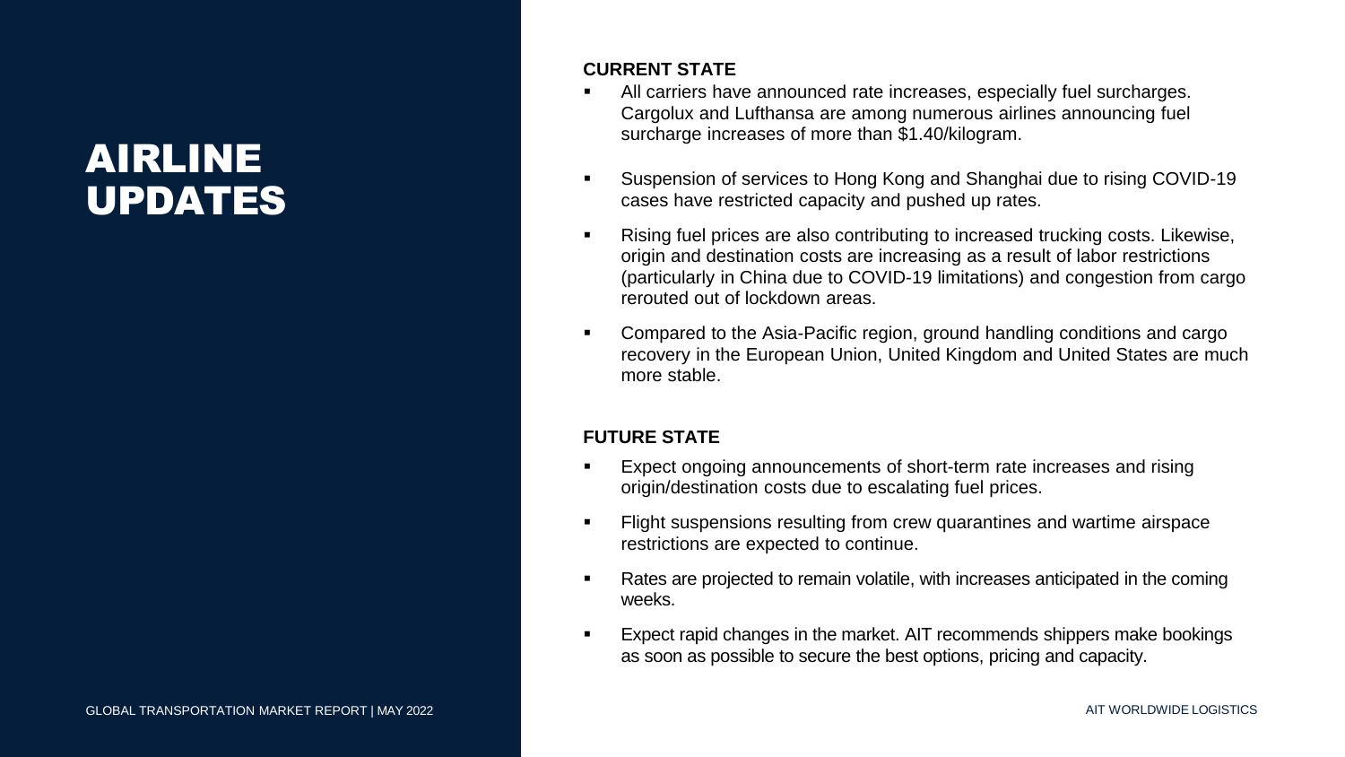# AIRLINE UPDATES

**CURRENT STATE**

- All carriers have announced rate increases, especially fuel surcharges. Cargolux and Lufthansa are among numerous airlines announcing fuel surcharge increases of more than $1.40/kilogram.
- Suspension of services to Hong Kong and Shanghai due to rising COVID-19 cases have restricted capacity and pushed up rates.
- Rising fuel prices are also contributing to increased trucking costs. Likewise, origin and destination costs are increasing as a result of labor restrictions (particularly in China due to COVID-19 limitations) and congestion from cargo rerouted out of lockdown areas.
- Compared to the Asia-Pacific region, ground handling conditions and cargo recovery in the European Union, United Kingdom and United States are much more stable.

**FUTURE STATE**

- Expect ongoing announcements of short-term rate increases and rising origin/destination costs due to escalating fuel prices.
- Flight suspensions resulting from crew quarantines and wartime airspace restrictions are expected to continue.
- Rates are projected to remain volatile, with increases anticipated in the coming weeks.
- Expect rapid changes in the market. AIT recommends shippers make bookings as soon as possible to secure the best options, pricing and capacity.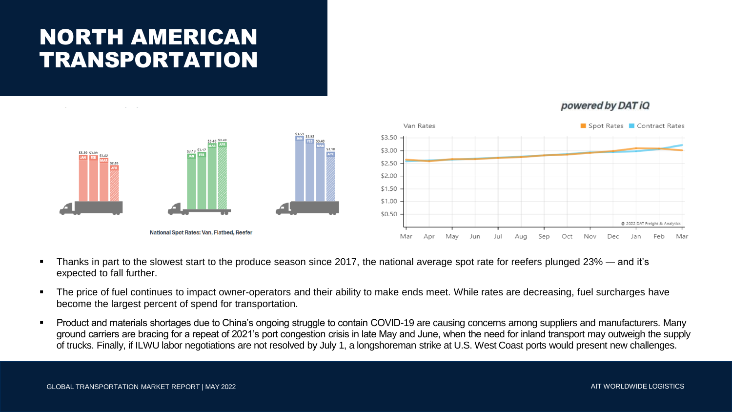# NORTH AMERICAN TRANSPORTATION

powered by DAT iQ

National Spot Rates: Van, Flatbed, Reefer

- Thanks in part to the slowest start to the produce season since 2017, the national average spot rate for reefers plunged 23% — and it's expected to fall further.
- The price of fuel continues to impact owner-operators and their ability to make ends meet. While rates are decreasing, fuel surcharges have become the largest percent of spend for transportation.
- Product and materials shortages due to China's ongoing struggle to contain COVID-19 are causing concerns among suppliers and manufacturers. Many ground carriers are bracing for a repeat of 2021's port congestion crisis in late May and June, when the need for inland transport may outweigh the supply of trucks. Finally, if ILWU labor negotiations are not resolved by July 1, a longshoreman strike at U.S. West Coast ports would present new challenges.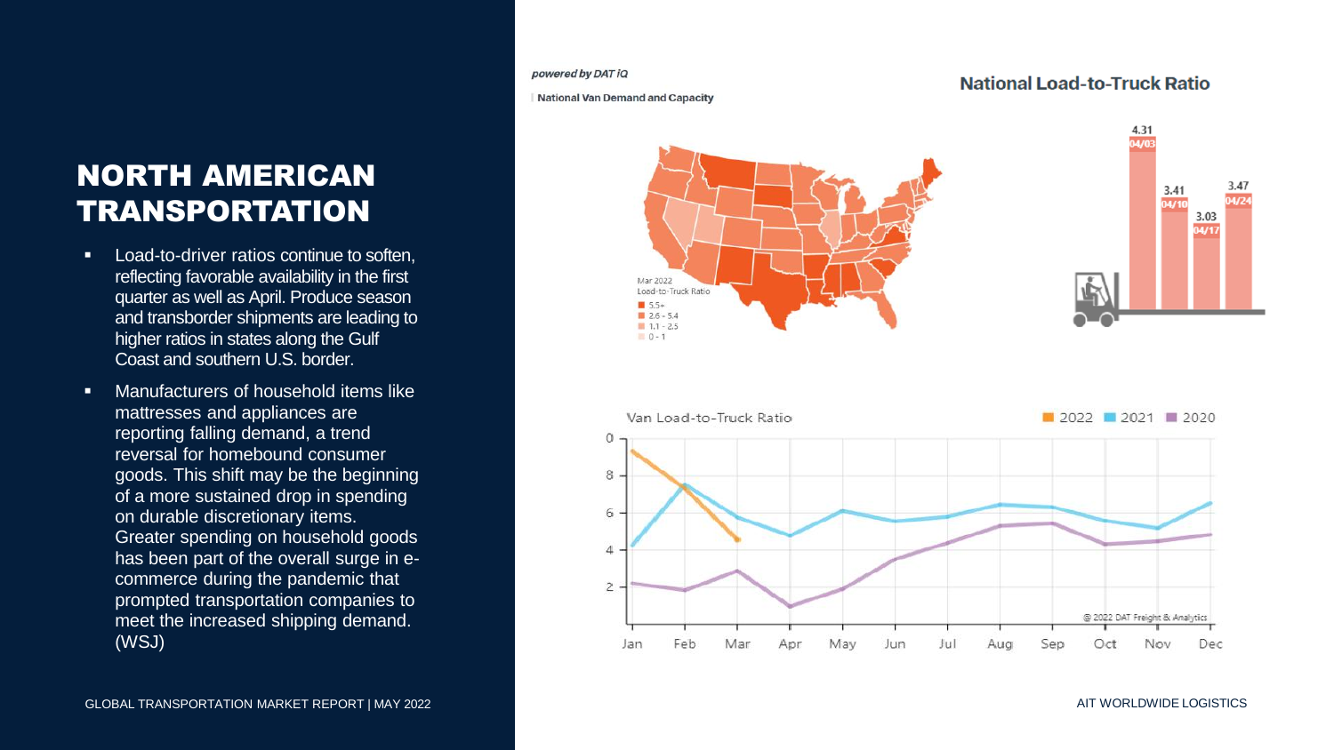# NORTH AMERICAN TRANSPORTATION

- Load-to-driver ratios continue to soften, reflecting favorable availability in the first quarter as well as April. Produce season and transborder shipments are leading to higher ratios in states along the Gulf Coast and southern U.S. border.
- Manufacturers of household items like mattresses and appliances are reporting falling demand, a trend reversal for homebound consumer goods. This shift may be the beginning of a more sustained drop in spending on durable discretionary items. Greater spending on household goods has been part of the overall surge in e-commerce during the pandemic that prompted transportation companies to meet the increased shipping demand. (WSJ)

*powered by DAT iQ*

National Van Demand and Capacity

## National Load-to-Truck Ratio

Mar 2022 Load-to-Truck Ratio

- 5.5+
- 2.6 - 5.4
- 1.1 - 2.5
- 0 - 1

| Week | Ratio |
| --- | --- |
| 04/03 | 4.31 |
| 04/10 | 3.41 |
| 04/17 | 3.03 |
| 04/24 | 3.47 |

Van Load-to-Truck Ratio

2022 | 2021 | 2020

@ 2022 DAT Freight & Analytics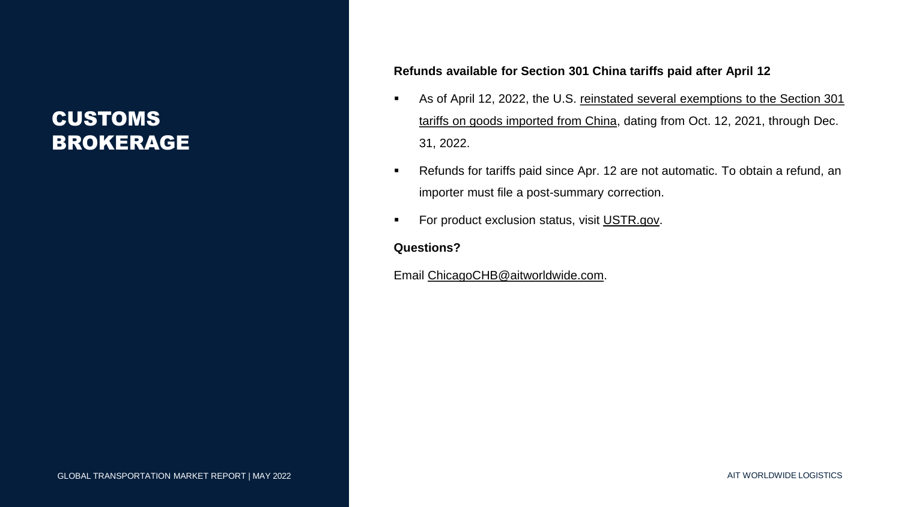# CUSTOMS BROKERAGE

**Refunds available for Section 301 China tariffs paid after April 12**

- As of April 12, 2022, the U.S. reinstated several exemptions to the Section 301 tariffs on goods imported from China, dating from Oct. 12, 2021, through Dec. 31, 2022.
- Refunds for tariffs paid since Apr. 12 are not automatic. To obtain a refund, an importer must file a post-summary correction.
- For product exclusion status, visit USTR.gov.

**Questions?**

Email ChicagoCHB@aitworldwide.com.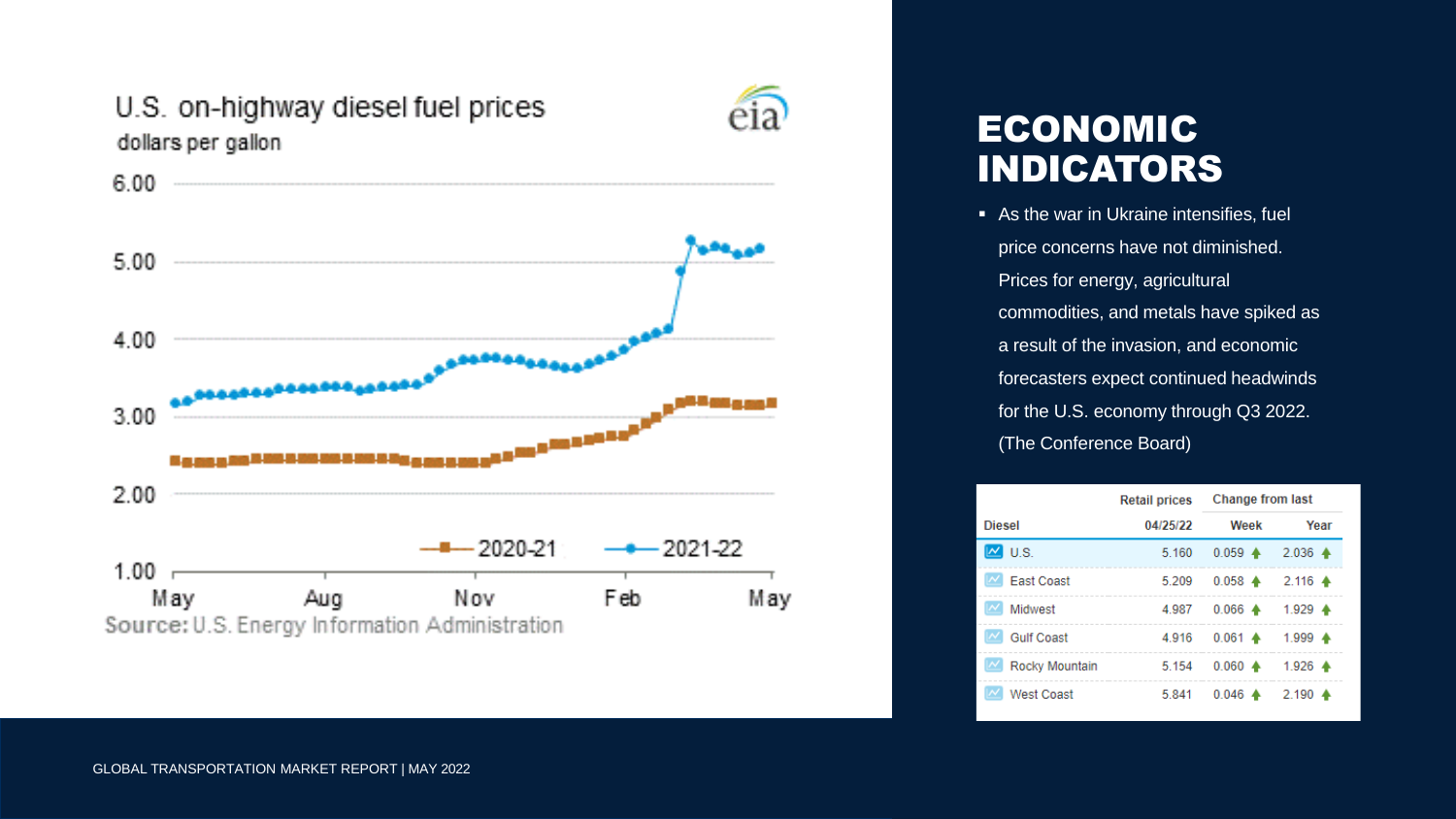U.S. on-highway diesel fuel prices

dollars per gallon

Source: U.S. Energy Information Administration

# ECONOMIC INDICATORS

- As the war in Ukraine intensifies, fuel price concerns have not diminished. Prices for energy, agricultural commodities, and metals have spiked as a result of the invasion, and economic forecasters expect continued headwinds for the U.S. economy through Q3 2022. (The Conference Board)

| | Retail prices | Change from last | |
|---|---|---|---|
| Diesel | 04/25/22 | Week | Year |
| U.S. | 5.160 | 0.059 ↑ | 2.036 ↑ |
| East Coast | 5.209 | 0.058 ↑ | 2.116 ↑ |
| Midwest | 4.987 | 0.066 ↑ | 1.929 ↑ |
| Gulf Coast | 4.916 | 0.061 ↑ | 1.999 ↑ |
| Rocky Mountain | 5.154 | 0.060 ↑ | 1.926 ↑ |
| West Coast | 5.841 | 0.046 ↑ | 2.190 ↑ |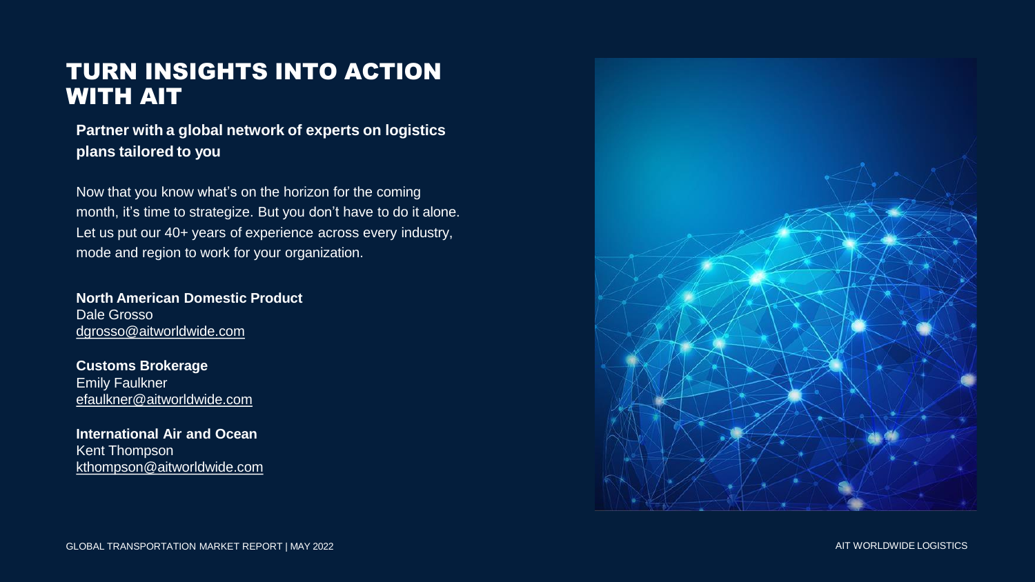# TURN INSIGHTS INTO ACTION WITH AIT

**Partner with a global network of experts on logistics plans tailored to you**

Now that you know what's on the horizon for the coming month, it's time to strategize. But you don't have to do it alone. Let us put our 40+ years of experience across every industry, mode and region to work for your organization.

**North American Domestic Product**
Dale Grosso
dgrosso@aitworldwide.com

**Customs Brokerage**
Emily Faulkner
efaulkner@aitworldwide.com

**International Air and Ocean**
Kent Thompson
kthompson@aitworldwide.com